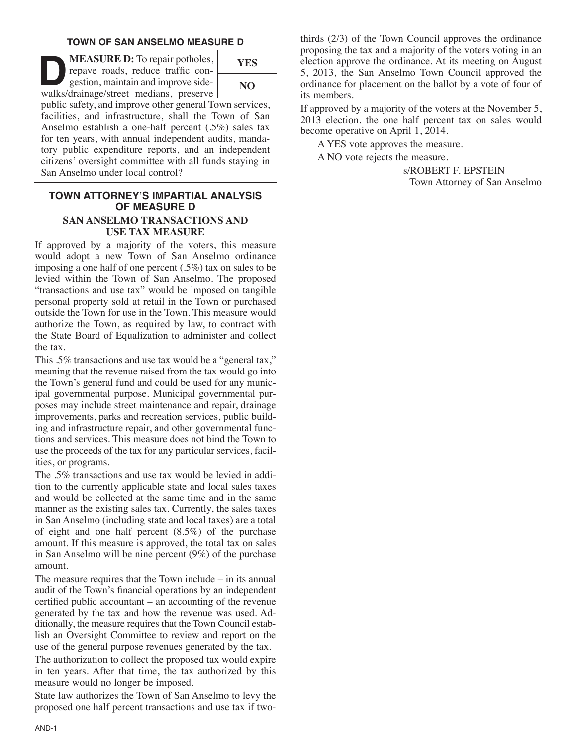## TOWN OF SAN ANSELMO MEASURE D

**MEASURE D:** To repair potholes, repave roads, reduce traffic congestion, maintain and improve sidewalks/drainage/street medians, preserve public safety, and improve other general Town services, facilities, and infrastructure, shall the Town of San Anselmo establish a one-half percent (.5%) sales tax for ten years, with annual independent audits, mandatory public expenditure reports, and an independent citizens' oversight committee with all funds staying in San Anselmo under local control?

| YES |
|---|
| NO |

## TOWN ATTORNEY'S IMPARTIAL ANALYSIS OF MEASURE D

### SAN ANSELMO TRANSACTIONS AND USE TAX MEASURE

If approved by a majority of the voters, this measure would adopt a new Town of San Anselmo ordinance imposing a one half of one percent (.5%) tax on sales to be levied within the Town of San Anselmo. The proposed "transactions and use tax" would be imposed on tangible personal property sold at retail in the Town or purchased outside the Town for use in the Town. This measure would authorize the Town, as required by law, to contract with the State Board of Equalization to administer and collect the tax.

This .5% transactions and use tax would be a "general tax," meaning that the revenue raised from the tax would go into the Town's general fund and could be used for any municipal governmental purpose. Municipal governmental purposes may include street maintenance and repair, drainage improvements, parks and recreation services, public building and infrastructure repair, and other governmental functions and services. This measure does not bind the Town to use the proceeds of the tax for any particular services, facilities, or programs.

The .5% transactions and use tax would be levied in addition to the currently applicable state and local sales taxes and would be collected at the same time and in the same manner as the existing sales tax. Currently, the sales taxes in San Anselmo (including state and local taxes) are a total of eight and one half percent (8.5%) of the purchase amount. If this measure is approved, the total tax on sales in San Anselmo will be nine percent (9%) of the purchase amount.

The measure requires that the Town include – in its annual audit of the Town's financial operations by an independent certified public accountant – an accounting of the revenue generated by the tax and how the revenue was used. Additionally, the measure requires that the Town Council establish an Oversight Committee to review and report on the use of the general purpose revenues generated by the tax.

The authorization to collect the proposed tax would expire in ten years. After that time, the tax authorized by this measure would no longer be imposed.

State law authorizes the Town of San Anselmo to levy the proposed one half percent transactions and use tax if two-thirds (2/3) of the Town Council approves the ordinance proposing the tax and a majority of the voters voting in an election approve the ordinance. At its meeting on August 5, 2013, the San Anselmo Town Council approved the ordinance for placement on the ballot by a vote of four of its members.

If approved by a majority of the voters at the November 5, 2013 election, the one half percent tax on sales would become operative on April 1, 2014.

A YES vote approves the measure.

A NO vote rejects the measure.

s/ROBERT F. EPSTEIN
Town Attorney of San Anselmo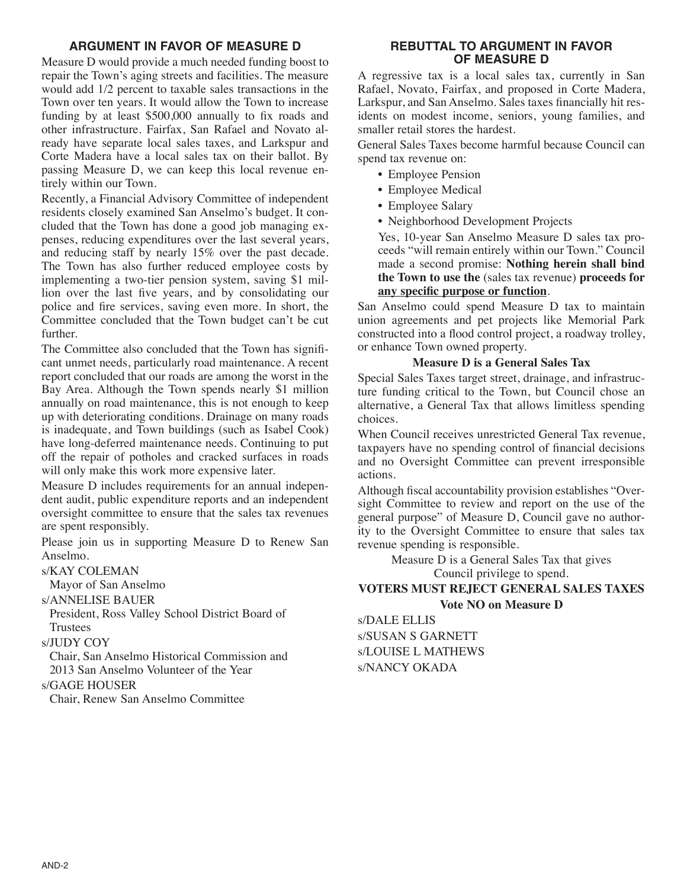## ARGUMENT IN FAVOR OF MEASURE D

Measure D would provide a much needed funding boost to repair the Town's aging streets and facilities. The measure would add 1/2 percent to taxable sales transactions in the Town over ten years. It would allow the Town to increase funding by at least $500,000 annually to fix roads and other infrastructure. Fairfax, San Rafael and Novato already have separate local sales taxes, and Larkspur and Corte Madera have a local sales tax on their ballot. By passing Measure D, we can keep this local revenue entirely within our Town.

Recently, a Financial Advisory Committee of independent residents closely examined San Anselmo's budget. It concluded that the Town has done a good job managing expenses, reducing expenditures over the last several years, and reducing staff by nearly 15% over the past decade. The Town has also further reduced employee costs by implementing a two-tier pension system, saving $1 million over the last five years, and by consolidating our police and fire services, saving even more. In short, the Committee concluded that the Town budget can't be cut further.

The Committee also concluded that the Town has significant unmet needs, particularly road maintenance. A recent report concluded that our roads are among the worst in the Bay Area. Although the Town spends nearly $1 million annually on road maintenance, this is not enough to keep up with deteriorating conditions. Drainage on many roads is inadequate, and Town buildings (such as Isabel Cook) have long-deferred maintenance needs. Continuing to put off the repair of potholes and cracked surfaces in roads will only make this work more expensive later.

Measure D includes requirements for an annual independent audit, public expenditure reports and an independent oversight committee to ensure that the sales tax revenues are spent responsibly.

Please join us in supporting Measure D to Renew San Anselmo.

s/KAY COLEMAN
Mayor of San Anselmo

s/ANNELISE BAUER
President, Ross Valley School District Board of Trustees

s/JUDY COY
Chair, San Anselmo Historical Commission and 2013 San Anselmo Volunteer of the Year

s/GAGE HOUSER
Chair, Renew San Anselmo Committee

## REBUTTAL TO ARGUMENT IN FAVOR OF MEASURE D

A regressive tax is a local sales tax, currently in San Rafael, Novato, Fairfax, and proposed in Corte Madera, Larkspur, and San Anselmo. Sales taxes financially hit residents on modest income, seniors, young families, and smaller retail stores the hardest.

General Sales Taxes become harmful because Council can spend tax revenue on:

- Employee Pension
- Employee Medical
- Employee Salary
- Neighborhood Development Projects

Yes, 10-year San Anselmo Measure D sales tax proceeds "will remain entirely within our Town." Council made a second promise: **Nothing herein shall bind the Town to use the** (sales tax revenue) **proceeds for <u>any specific purpose or function</u>**.

San Anselmo could spend Measure D tax to maintain union agreements and pet projects like Memorial Park constructed into a flood control project, a roadway trolley, or enhance Town owned property.

**Measure D is a General Sales Tax**

Special Sales Taxes target street, drainage, and infrastructure funding critical to the Town, but Council chose an alternative, a General Tax that allows limitless spending choices.

When Council receives unrestricted General Tax revenue, taxpayers have no spending control of financial decisions and no Oversight Committee can prevent irresponsible actions.

Although fiscal accountability provision establishes "Oversight Committee to review and report on the use of the general purpose" of Measure D, Council gave no authority to the Oversight Committee to ensure that sales tax revenue spending is responsible.

Measure D is a General Sales Tax that gives Council privilege to spend.

**VOTERS MUST REJECT GENERAL SALES TAXES**

**Vote NO on Measure D**

s/DALE ELLIS
s/SUSAN S GARNETT
s/LOUISE L MATHEWS
s/NANCY OKADA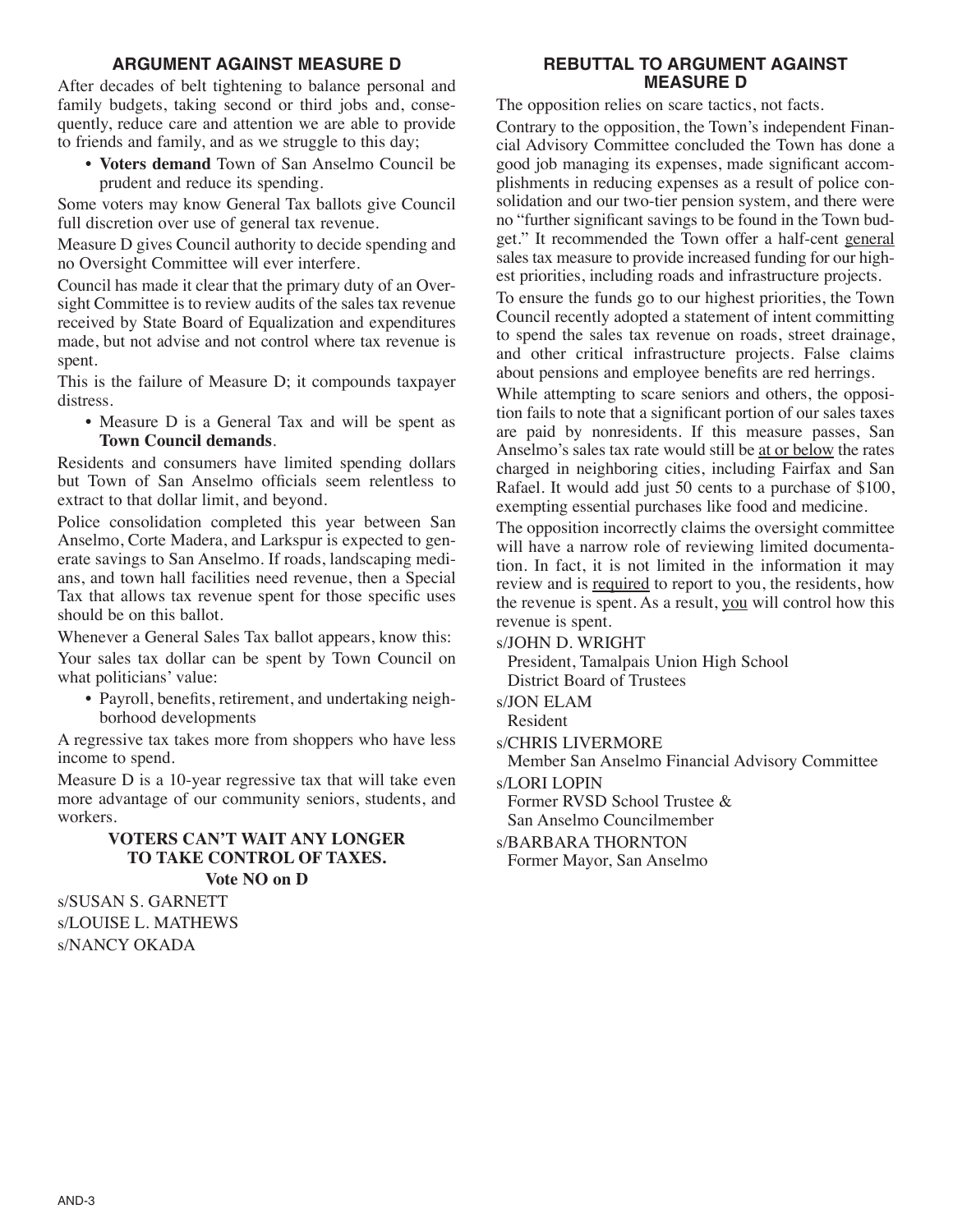## ARGUMENT AGAINST MEASURE D

After decades of belt tightening to balance personal and family budgets, taking second or third jobs and, consequently, reduce care and attention we are able to provide to friends and family, and as we struggle to this day;

- **Voters demand** Town of San Anselmo Council be prudent and reduce its spending.

Some voters may know General Tax ballots give Council full discretion over use of general tax revenue.

Measure D gives Council authority to decide spending and no Oversight Committee will ever interfere.

Council has made it clear that the primary duty of an Oversight Committee is to review audits of the sales tax revenue received by State Board of Equalization and expenditures made, but not advise and not control where tax revenue is spent.

This is the failure of Measure D; it compounds taxpayer distress.

- Measure D is a General Tax and will be spent as **Town Council demands**.

Residents and consumers have limited spending dollars but Town of San Anselmo officials seem relentless to extract to that dollar limit, and beyond.

Police consolidation completed this year between San Anselmo, Corte Madera, and Larkspur is expected to generate savings to San Anselmo. If roads, landscaping medians, and town hall facilities need revenue, then a Special Tax that allows tax revenue spent for those specific uses should be on this ballot.

Whenever a General Sales Tax ballot appears, know this:

Your sales tax dollar can be spent by Town Council on what politicians' value:

- Payroll, benefits, retirement, and undertaking neighborhood developments

A regressive tax takes more from shoppers who have less income to spend.

Measure D is a 10-year regressive tax that will take even more advantage of our community seniors, students, and workers.

**VOTERS CAN'T WAIT ANY LONGER TO TAKE CONTROL OF TAXES.**

**Vote NO on D**

s/SUSAN S. GARNETT

s/LOUISE L. MATHEWS

s/NANCY OKADA

## REBUTTAL TO ARGUMENT AGAINST MEASURE D

The opposition relies on scare tactics, not facts.

Contrary to the opposition, the Town's independent Financial Advisory Committee concluded the Town has done a good job managing its expenses, made significant accomplishments in reducing expenses as a result of police consolidation and our two-tier pension system, and there were no "further significant savings to be found in the Town budget." It recommended the Town offer a half-cent general sales tax measure to provide increased funding for our highest priorities, including roads and infrastructure projects.

To ensure the funds go to our highest priorities, the Town Council recently adopted a statement of intent committing to spend the sales tax revenue on roads, street drainage, and other critical infrastructure projects. False claims about pensions and employee benefits are red herrings.

While attempting to scare seniors and others, the opposition fails to note that a significant portion of our sales taxes are paid by nonresidents. If this measure passes, San Anselmo's sales tax rate would still be at or below the rates charged in neighboring cities, including Fairfax and San Rafael. It would add just 50 cents to a purchase of $100, exempting essential purchases like food and medicine.

The opposition incorrectly claims the oversight committee will have a narrow role of reviewing limited documentation. In fact, it is not limited in the information it may review and is required to report to you, the residents, how the revenue is spent. As a result, you will control how this revenue is spent.

s/JOHN D. WRIGHT
President, Tamalpais Union High School District Board of Trustees

s/JON ELAM
Resident

s/CHRIS LIVERMORE
Member San Anselmo Financial Advisory Committee

s/LORI LOPIN
Former RVSD School Trustee & San Anselmo Councilmember

s/BARBARA THORNTON
Former Mayor, San Anselmo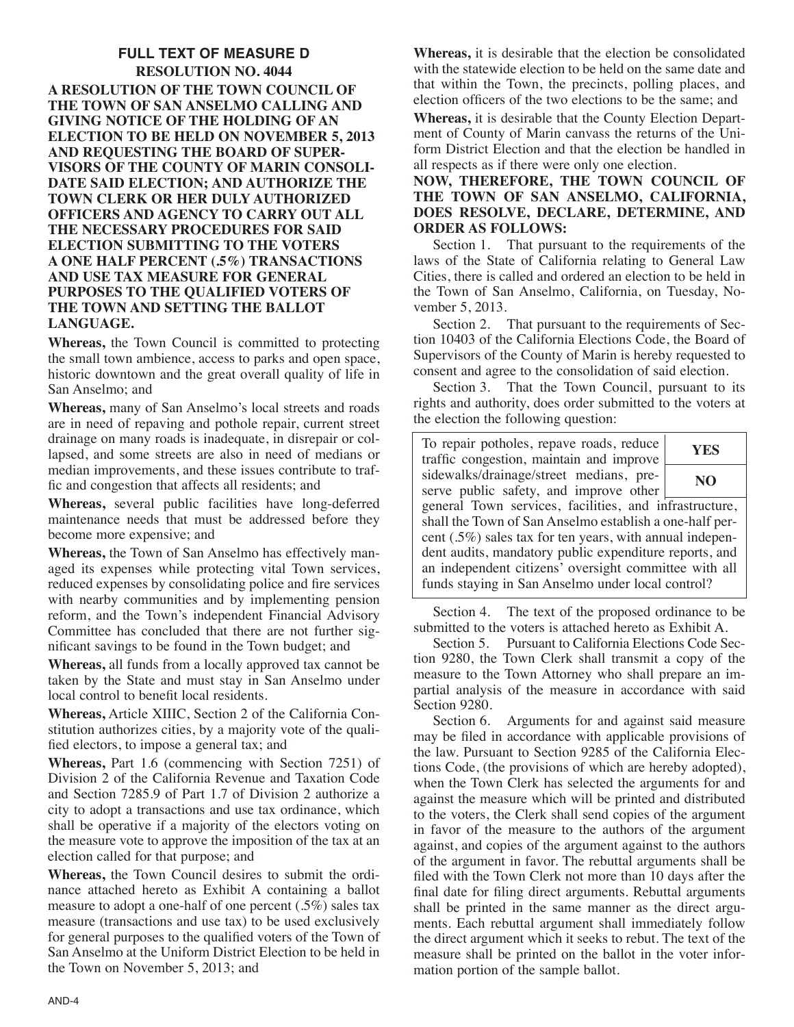## FULL TEXT OF MEASURE D

### RESOLUTION NO. 4044

**A RESOLUTION OF THE TOWN COUNCIL OF THE TOWN OF SAN ANSELMO CALLING AND GIVING NOTICE OF THE HOLDING OF AN ELECTION TO BE HELD ON NOVEMBER 5, 2013 AND REQUESTING THE BOARD OF SUPERVISORS OF THE COUNTY OF MARIN CONSOLIDATE SAID ELECTION; AND AUTHORIZE THE TOWN CLERK OR HER DULY AUTHORIZED OFFICERS AND AGENCY TO CARRY OUT ALL THE NECESSARY PROCEDURES FOR SAID ELECTION SUBMITTING TO THE VOTERS A ONE HALF PERCENT (.5%) TRANSACTIONS AND USE TAX MEASURE FOR GENERAL PURPOSES TO THE QUALIFIED VOTERS OF THE TOWN AND SETTING THE BALLOT LANGUAGE.**

**Whereas,** the Town Council is committed to protecting the small town ambience, access to parks and open space, historic downtown and the great overall quality of life in San Anselmo; and

**Whereas,** many of San Anselmo's local streets and roads are in need of repaving and pothole repair, current street drainage on many roads is inadequate, in disrepair or collapsed, and some streets are also in need of medians or median improvements, and these issues contribute to traffic and congestion that affects all residents; and

**Whereas,** several public facilities have long-deferred maintenance needs that must be addressed before they become more expensive; and

**Whereas,** the Town of San Anselmo has effectively managed its expenses while protecting vital Town services, reduced expenses by consolidating police and fire services with nearby communities and by implementing pension reform, and the Town's independent Financial Advisory Committee has concluded that there are not further significant savings to be found in the Town budget; and

**Whereas,** all funds from a locally approved tax cannot be taken by the State and must stay in San Anselmo under local control to benefit local residents.

**Whereas,** Article XIIIC, Section 2 of the California Constitution authorizes cities, by a majority vote of the qualified electors, to impose a general tax; and

**Whereas,** Part 1.6 (commencing with Section 7251) of Division 2 of the California Revenue and Taxation Code and Section 7285.9 of Part 1.7 of Division 2 authorize a city to adopt a transactions and use tax ordinance, which shall be operative if a majority of the electors voting on the measure vote to approve the imposition of the tax at an election called for that purpose; and

**Whereas,** the Town Council desires to submit the ordinance attached hereto as Exhibit A containing a ballot measure to adopt a one-half of one percent (.5%) sales tax measure (transactions and use tax) to be used exclusively for general purposes to the qualified voters of the Town of San Anselmo at the Uniform District Election to be held in the Town on November 5, 2013; and

**Whereas,** it is desirable that the election be consolidated with the statewide election to be held on the same date and that within the Town, the precincts, polling places, and election officers of the two elections to be the same; and

**Whereas,** it is desirable that the County Election Department of County of Marin canvass the returns of the Uniform District Election and that the election be handled in all respects as if there were only one election.

**NOW, THEREFORE, THE TOWN COUNCIL OF THE TOWN OF SAN ANSELMO, CALIFORNIA, DOES RESOLVE, DECLARE, DETERMINE, AND ORDER AS FOLLOWS:**

Section 1. That pursuant to the requirements of the laws of the State of California relating to General Law Cities, there is called and ordered an election to be held in the Town of San Anselmo, California, on Tuesday, November 5, 2013.

Section 2. That pursuant to the requirements of Section 10403 of the California Elections Code, the Board of Supervisors of the County of Marin is hereby requested to consent and agree to the consolidation of said election.

Section 3. That the Town Council, pursuant to its rights and authority, does order submitted to the voters at the election the following question:

| | |
|---|---|
| To repair potholes, repave roads, reduce traffic congestion, maintain and improve sidewalks/drainage/street medians, preserve public safety, and improve other general Town services, facilities, and infrastructure, shall the Town of San Anselmo establish a one-half percent (.5%) sales tax for ten years, with annual independent audits, mandatory public expenditure reports, and an independent citizens' oversight committee with all funds staying in San Anselmo under local control? | **YES** / **NO** |

Section 4. The text of the proposed ordinance to be submitted to the voters is attached hereto as Exhibit A.

Section 5. Pursuant to California Elections Code Section 9280, the Town Clerk shall transmit a copy of the measure to the Town Attorney who shall prepare an impartial analysis of the measure in accordance with said Section 9280.

Section 6. Arguments for and against said measure may be filed in accordance with applicable provisions of the law. Pursuant to Section 9285 of the California Elections Code, (the provisions of which are hereby adopted), when the Town Clerk has selected the arguments for and against the measure which will be printed and distributed to the voters, the Clerk shall send copies of the argument in favor of the measure to the authors of the argument against, and copies of the argument against to the authors of the argument in favor. The rebuttal arguments shall be filed with the Town Clerk not more than 10 days after the final date for filing direct arguments. Rebuttal arguments shall be printed in the same manner as the direct arguments. Each rebuttal argument shall immediately follow the direct argument which it seeks to rebut. The text of the measure shall be printed on the ballot in the voter information portion of the sample ballot.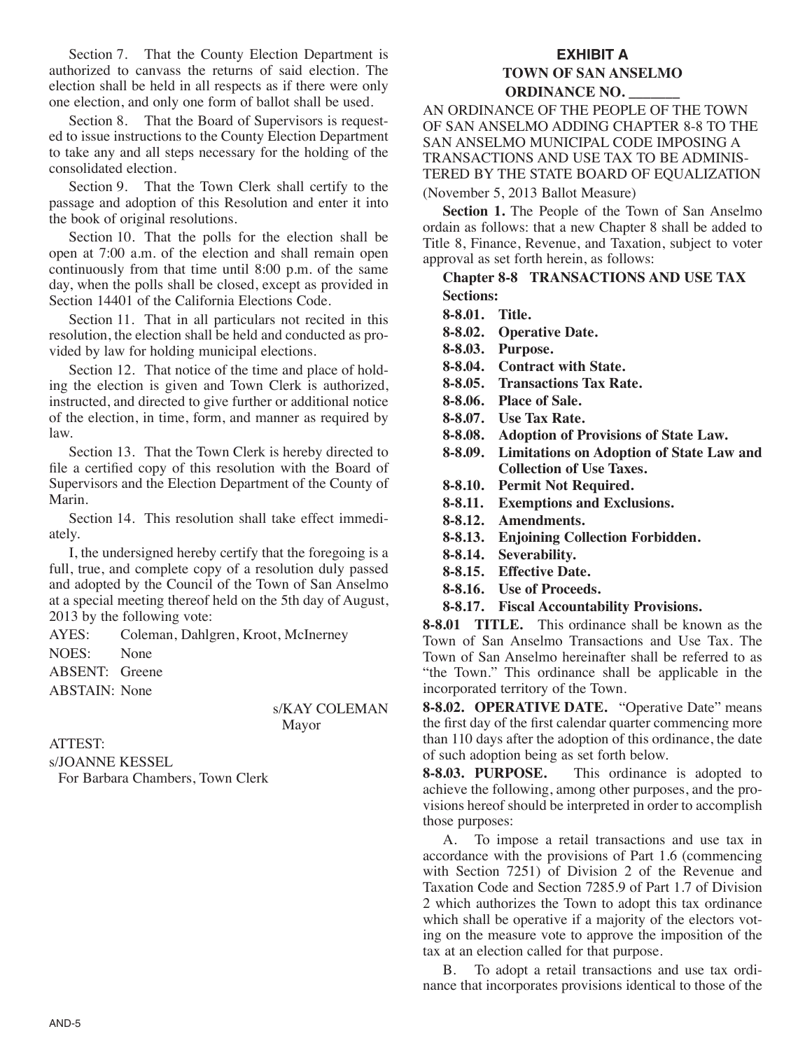Section 7. That the County Election Department is authorized to canvass the returns of said election. The election shall be held in all respects as if there were only one election, and only one form of ballot shall be used.

Section 8. That the Board of Supervisors is requested to issue instructions to the County Election Department to take any and all steps necessary for the holding of the consolidated election.

Section 9. That the Town Clerk shall certify to the passage and adoption of this Resolution and enter it into the book of original resolutions.

Section 10. That the polls for the election shall be open at 7:00 a.m. of the election and shall remain open continuously from that time until 8:00 p.m. of the same day, when the polls shall be closed, except as provided in Section 14401 of the California Elections Code.

Section 11. That in all particulars not recited in this resolution, the election shall be held and conducted as provided by law for holding municipal elections.

Section 12. That notice of the time and place of holding the election is given and Town Clerk is authorized, instructed, and directed to give further or additional notice of the election, in time, form, and manner as required by law.

Section 13. That the Town Clerk is hereby directed to file a certified copy of this resolution with the Board of Supervisors and the Election Department of the County of Marin.

Section 14. This resolution shall take effect immediately.

I, the undersigned hereby certify that the foregoing is a full, true, and complete copy of a resolution duly passed and adopted by the Council of the Town of San Anselmo at a special meeting thereof held on the 5th day of August, 2013 by the following vote:

AYES: Coleman, Dahlgren, Kroot, McInerney

NOES: None

ABSENT: Greene

ABSTAIN: None

s/KAY COLEMAN
Mayor

ATTEST:

s/JOANNE KESSEL
For Barbara Chambers, Town Clerk

# EXHIBIT A

## TOWN OF SAN ANSELMO
## ORDINANCE NO. _______

AN ORDINANCE OF THE PEOPLE OF THE TOWN OF SAN ANSELMO ADDING CHAPTER 8-8 TO THE SAN ANSELMO MUNICIPAL CODE IMPOSING A TRANSACTIONS AND USE TAX TO BE ADMINISTERED BY THE STATE BOARD OF EQUALIZATION

(November 5, 2013 Ballot Measure)

**Section 1.** The People of the Town of San Anselmo ordain as follows: that a new Chapter 8 shall be added to Title 8, Finance, Revenue, and Taxation, subject to voter approval as set forth herein, as follows:

**Chapter 8-8 TRANSACTIONS AND USE TAX**

**Sections:**

- **8-8.01. Title.**
- **8-8.02. Operative Date.**
- **8-8.03. Purpose.**
- **8-8.04. Contract with State.**
- **8-8.05. Transactions Tax Rate.**
- **8-8.06. Place of Sale.**
- **8-8.07. Use Tax Rate.**
- **8-8.08. Adoption of Provisions of State Law.**
- **8-8.09. Limitations on Adoption of State Law and Collection of Use Taxes.**
- **8-8.10. Permit Not Required.**
- **8-8.11. Exemptions and Exclusions.**
- **8-8.12. Amendments.**
- **8-8.13. Enjoining Collection Forbidden.**
- **8-8.14. Severability.**
- **8-8.15. Effective Date.**
- **8-8.16. Use of Proceeds.**
- **8-8.17. Fiscal Accountability Provisions.**

**8-8.01 TITLE.** This ordinance shall be known as the Town of San Anselmo Transactions and Use Tax. The Town of San Anselmo hereinafter shall be referred to as "the Town." This ordinance shall be applicable in the incorporated territory of the Town.

**8-8.02. OPERATIVE DATE.** "Operative Date" means the first day of the first calendar quarter commencing more than 110 days after the adoption of this ordinance, the date of such adoption being as set forth below.

**8-8.03. PURPOSE.** This ordinance is adopted to achieve the following, among other purposes, and the provisions hereof should be interpreted in order to accomplish those purposes:

A. To impose a retail transactions and use tax in accordance with the provisions of Part 1.6 (commencing with Section 7251) of Division 2 of the Revenue and Taxation Code and Section 7285.9 of Part 1.7 of Division 2 which authorizes the Town to adopt this tax ordinance which shall be operative if a majority of the electors voting on the measure vote to approve the imposition of the tax at an election called for that purpose.

B. To adopt a retail transactions and use tax ordinance that incorporates provisions identical to those of the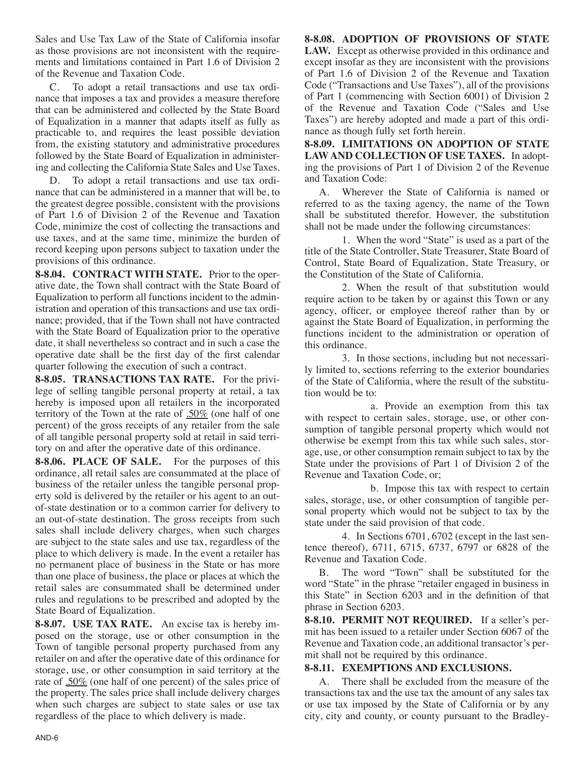Sales and Use Tax Law of the State of California insofar as those provisions are not inconsistent with the requirements and limitations contained in Part 1.6 of Division 2 of the Revenue and Taxation Code.

C. To adopt a retail transactions and use tax ordinance that imposes a tax and provides a measure therefore that can be administered and collected by the State Board of Equalization in a manner that adapts itself as fully as practicable to, and requires the least possible deviation from, the existing statutory and administrative procedures followed by the State Board of Equalization in administering and collecting the California State Sales and Use Taxes.

D. To adopt a retail transactions and use tax ordinance that can be administered in a manner that will be, to the greatest degree possible, consistent with the provisions of Part 1.6 of Division 2 of the Revenue and Taxation Code, minimize the cost of collecting the transactions and use taxes, and at the same time, minimize the burden of record keeping upon persons subject to taxation under the provisions of this ordinance.

**8-8.04. CONTRACT WITH STATE.** Prior to the operative date, the Town shall contract with the State Board of Equalization to perform all functions incident to the administration and operation of this transactions and use tax ordinance; provided, that if the Town shall not have contracted with the State Board of Equalization prior to the operative date, it shall nevertheless so contract and in such a case the operative date shall be the first day of the first calendar quarter following the execution of such a contract.

**8-8.05. TRANSACTIONS TAX RATE.** For the privilege of selling tangible personal property at retail, a tax hereby is imposed upon all retailers in the incorporated territory of the Town at the rate of .50% (one half of one percent) of the gross receipts of any retailer from the sale of all tangible personal property sold at retail in said territory on and after the operative date of this ordinance.

**8-8.06. PLACE OF SALE.** For the purposes of this ordinance, all retail sales are consummated at the place of business of the retailer unless the tangible personal property sold is delivered by the retailer or his agent to an out-of-state destination or to a common carrier for delivery to an out-of-state destination. The gross receipts from such sales shall include delivery charges, when such charges are subject to the state sales and use tax, regardless of the place to which delivery is made. In the event a retailer has no permanent place of business in the State or has more than one place of business, the place or places at which the retail sales are consummated shall be determined under rules and regulations to be prescribed and adopted by the State Board of Equalization.

**8-8.07. USE TAX RATE.** An excise tax is hereby imposed on the storage, use or other consumption in the Town of tangible personal property purchased from any retailer on and after the operative date of this ordinance for storage, use, or other consumption in said territory at the rate of .50% (one half of one percent) of the sales price of the property. The sales price shall include delivery charges when such charges are subject to state sales or use tax regardless of the place to which delivery is made.

**8-8.08. ADOPTION OF PROVISIONS OF STATE LAW.** Except as otherwise provided in this ordinance and except insofar as they are inconsistent with the provisions of Part 1.6 of Division 2 of the Revenue and Taxation Code ("Transactions and Use Taxes"), all of the provisions of Part 1 (commencing with Section 6001) of Division 2 of the Revenue and Taxation Code ("Sales and Use Taxes") are hereby adopted and made a part of this ordinance as though fully set forth herein.

**8-8.09. LIMITATIONS ON ADOPTION OF STATE LAW AND COLLECTION OF USE TAXES.** In adopting the provisions of Part 1 of Division 2 of the Revenue and Taxation Code:

A. Wherever the State of California is named or referred to as the taxing agency, the name of the Town shall be substituted therefor. However, the substitution shall not be made under the following circumstances:

1. When the word "State" is used as a part of the title of the State Controller, State Treasurer, State Board of Control, State Board of Equalization, State Treasury, or the Constitution of the State of California.

2. When the result of that substitution would require action to be taken by or against this Town or any agency, officer, or employee thereof rather than by or against the State Board of Equalization, in performing the functions incident to the administration or operation of this ordinance.

3. In those sections, including but not necessarily limited to, sections referring to the exterior boundaries of the State of California, where the result of the substitution would be to:

a. Provide an exemption from this tax with respect to certain sales, storage, use, or other consumption of tangible personal property which would not otherwise be exempt from this tax while such sales, storage, use, or other consumption remain subject to tax by the State under the provisions of Part 1 of Division 2 of the Revenue and Taxation Code, or;

b. Impose this tax with respect to certain sales, storage, use, or other consumption of tangible personal property which would not be subject to tax by the state under the said provision of that code.

4. In Sections 6701, 6702 (except in the last sentence thereof), 6711, 6715, 6737, 6797 or 6828 of the Revenue and Taxation Code.

B. The word "Town" shall be substituted for the word "State" in the phrase "retailer engaged in business in this State" in Section 6203 and in the definition of that phrase in Section 6203.

**8-8.10. PERMIT NOT REQUIRED.** If a seller's permit has been issued to a retailer under Section 6067 of the Revenue and Taxation code, an additional transactor's permit shall not be required by this ordinance.

**8-8.11. EXEMPTIONS AND EXCLUSIONS.**

A. There shall be excluded from the measure of the transactions tax and the use tax the amount of any sales tax or use tax imposed by the State of California or by any city, city and county, or county pursuant to the Bradley-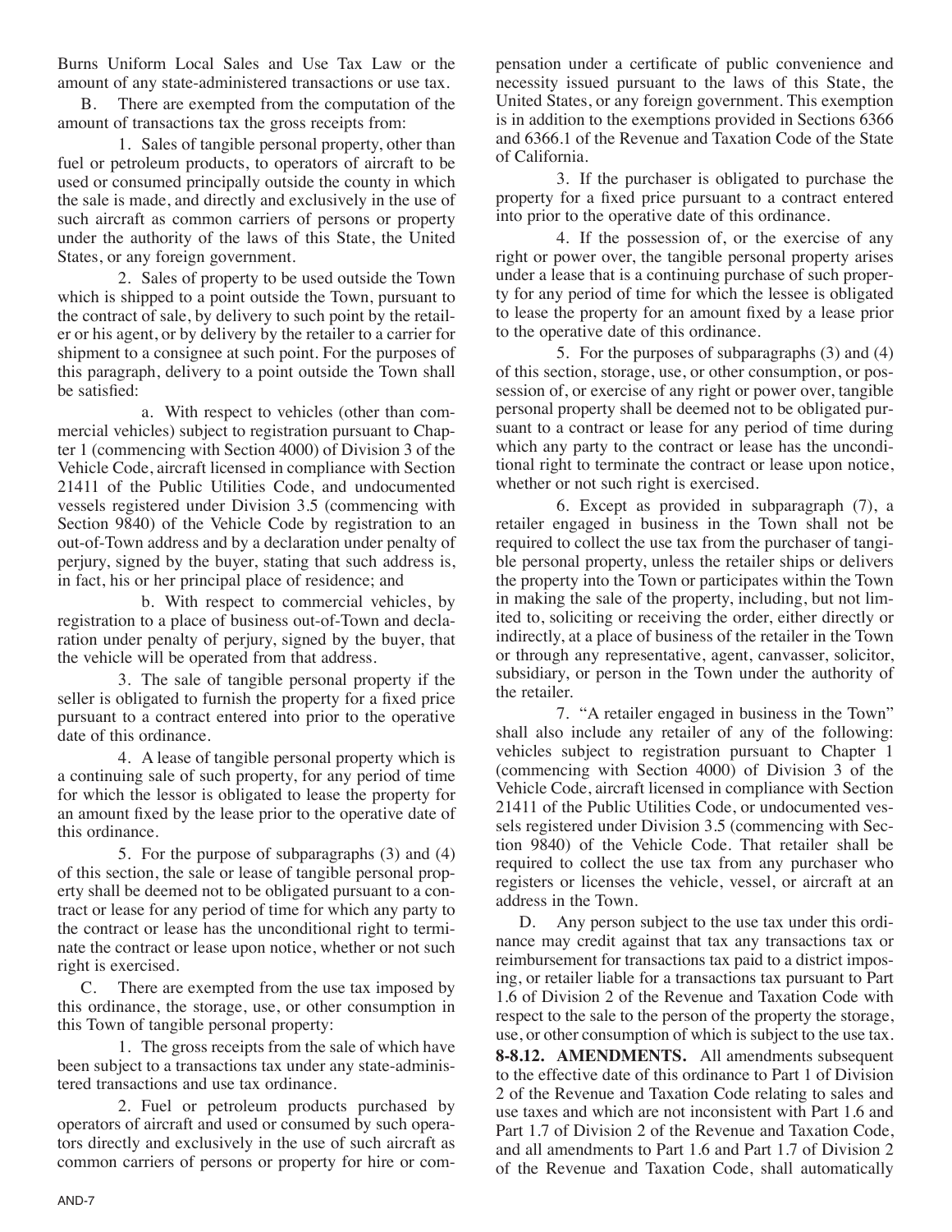Burns Uniform Local Sales and Use Tax Law or the amount of any state-administered transactions or use tax.

B. There are exempted from the computation of the amount of transactions tax the gross receipts from:

1. Sales of tangible personal property, other than fuel or petroleum products, to operators of aircraft to be used or consumed principally outside the county in which the sale is made, and directly and exclusively in the use of such aircraft as common carriers of persons or property under the authority of the laws of this State, the United States, or any foreign government.

2. Sales of property to be used outside the Town which is shipped to a point outside the Town, pursuant to the contract of sale, by delivery to such point by the retailer or his agent, or by delivery by the retailer to a carrier for shipment to a consignee at such point. For the purposes of this paragraph, delivery to a point outside the Town shall be satisfied:

a. With respect to vehicles (other than commercial vehicles) subject to registration pursuant to Chapter 1 (commencing with Section 4000) of Division 3 of the Vehicle Code, aircraft licensed in compliance with Section 21411 of the Public Utilities Code, and undocumented vessels registered under Division 3.5 (commencing with Section 9840) of the Vehicle Code by registration to an out-of-Town address and by a declaration under penalty of perjury, signed by the buyer, stating that such address is, in fact, his or her principal place of residence; and

b. With respect to commercial vehicles, by registration to a place of business out-of-Town and declaration under penalty of perjury, signed by the buyer, that the vehicle will be operated from that address.

3. The sale of tangible personal property if the seller is obligated to furnish the property for a fixed price pursuant to a contract entered into prior to the operative date of this ordinance.

4. A lease of tangible personal property which is a continuing sale of such property, for any period of time for which the lessor is obligated to lease the property for an amount fixed by the lease prior to the operative date of this ordinance.

5. For the purpose of subparagraphs (3) and (4) of this section, the sale or lease of tangible personal property shall be deemed not to be obligated pursuant to a contract or lease for any period of time for which any party to the contract or lease has the unconditional right to terminate the contract or lease upon notice, whether or not such right is exercised.

C. There are exempted from the use tax imposed by this ordinance, the storage, use, or other consumption in this Town of tangible personal property:

1. The gross receipts from the sale of which have been subject to a transactions tax under any state-administered transactions and use tax ordinance.

2. Fuel or petroleum products purchased by operators of aircraft and used or consumed by such operators directly and exclusively in the use of such aircraft as common carriers of persons or property for hire or compensation under a certificate of public convenience and necessity issued pursuant to the laws of this State, the United States, or any foreign government. This exemption is in addition to the exemptions provided in Sections 6366 and 6366.1 of the Revenue and Taxation Code of the State of California.

3. If the purchaser is obligated to purchase the property for a fixed price pursuant to a contract entered into prior to the operative date of this ordinance.

4. If the possession of, or the exercise of any right or power over, the tangible personal property arises under a lease that is a continuing purchase of such property for any period of time for which the lessee is obligated to lease the property for an amount fixed by a lease prior to the operative date of this ordinance.

5. For the purposes of subparagraphs (3) and (4) of this section, storage, use, or other consumption, or possession of, or exercise of any right or power over, tangible personal property shall be deemed not to be obligated pursuant to a contract or lease for any period of time during which any party to the contract or lease has the unconditional right to terminate the contract or lease upon notice, whether or not such right is exercised.

6. Except as provided in subparagraph (7), a retailer engaged in business in the Town shall not be required to collect the use tax from the purchaser of tangible personal property, unless the retailer ships or delivers the property into the Town or participates within the Town in making the sale of the property, including, but not limited to, soliciting or receiving the order, either directly or indirectly, at a place of business of the retailer in the Town or through any representative, agent, canvasser, solicitor, subsidiary, or person in the Town under the authority of the retailer.

7. "A retailer engaged in business in the Town" shall also include any retailer of any of the following: vehicles subject to registration pursuant to Chapter 1 (commencing with Section 4000) of Division 3 of the Vehicle Code, aircraft licensed in compliance with Section 21411 of the Public Utilities Code, or undocumented vessels registered under Division 3.5 (commencing with Section 9840) of the Vehicle Code. That retailer shall be required to collect the use tax from any purchaser who registers or licenses the vehicle, vessel, or aircraft at an address in the Town.

D. Any person subject to the use tax under this ordinance may credit against that tax any transactions tax or reimbursement for transactions tax paid to a district imposing, or retailer liable for a transactions tax pursuant to Part 1.6 of Division 2 of the Revenue and Taxation Code with respect to the sale to the person of the property the storage, use, or other consumption of which is subject to the use tax.

**8-8.12. AMENDMENTS.** All amendments subsequent to the effective date of this ordinance to Part 1 of Division 2 of the Revenue and Taxation Code relating to sales and use taxes and which are not inconsistent with Part 1.6 and Part 1.7 of Division 2 of the Revenue and Taxation Code, and all amendments to Part 1.6 and Part 1.7 of Division 2 of the Revenue and Taxation Code, shall automatically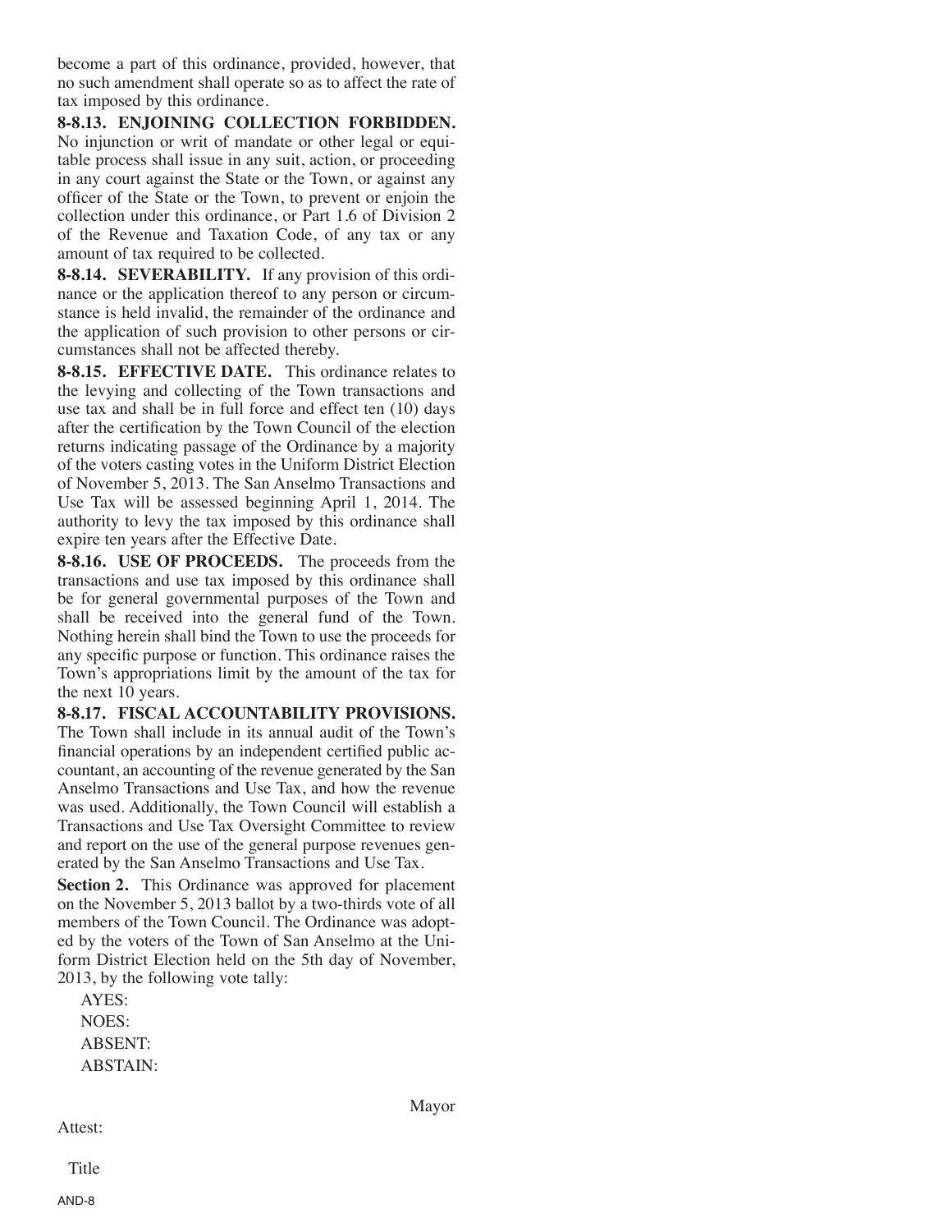become a part of this ordinance, provided, however, that no such amendment shall operate so as to affect the rate of tax imposed by this ordinance.

**8-8.13. ENJOINING COLLECTION FORBIDDEN.** No injunction or writ of mandate or other legal or equitable process shall issue in any suit, action, or proceeding in any court against the State or the Town, or against any officer of the State or the Town, to prevent or enjoin the collection under this ordinance, or Part 1.6 of Division 2 of the Revenue and Taxation Code, of any tax or any amount of tax required to be collected.

**8-8.14. SEVERABILITY.** If any provision of this ordinance or the application thereof to any person or circumstance is held invalid, the remainder of the ordinance and the application of such provision to other persons or circumstances shall not be affected thereby.

**8-8.15. EFFECTIVE DATE.** This ordinance relates to the levying and collecting of the Town transactions and use tax and shall be in full force and effect ten (10) days after the certification by the Town Council of the election returns indicating passage of the Ordinance by a majority of the voters casting votes in the Uniform District Election of November 5, 2013. The San Anselmo Transactions and Use Tax will be assessed beginning April 1, 2014. The authority to levy the tax imposed by this ordinance shall expire ten years after the Effective Date.

**8-8.16. USE OF PROCEEDS.** The proceeds from the transactions and use tax imposed by this ordinance shall be for general governmental purposes of the Town and shall be received into the general fund of the Town. Nothing herein shall bind the Town to use the proceeds for any specific purpose or function. This ordinance raises the Town's appropriations limit by the amount of the tax for the next 10 years.

**8-8.17. FISCAL ACCOUNTABILITY PROVISIONS.** The Town shall include in its annual audit of the Town's financial operations by an independent certified public accountant, an accounting of the revenue generated by the San Anselmo Transactions and Use Tax, and how the revenue was used. Additionally, the Town Council will establish a Transactions and Use Tax Oversight Committee to review and report on the use of the general purpose revenues generated by the San Anselmo Transactions and Use Tax.

**Section 2.** This Ordinance was approved for placement on the November 5, 2013 ballot by a two-thirds vote of all members of the Town Council. The Ordinance was adopted by the voters of the Town of San Anselmo at the Uniform District Election held on the 5th day of November, 2013, by the following vote tally:

AYES:
NOES:
ABSENT:
ABSTAIN:

Mayor

Attest:

Title